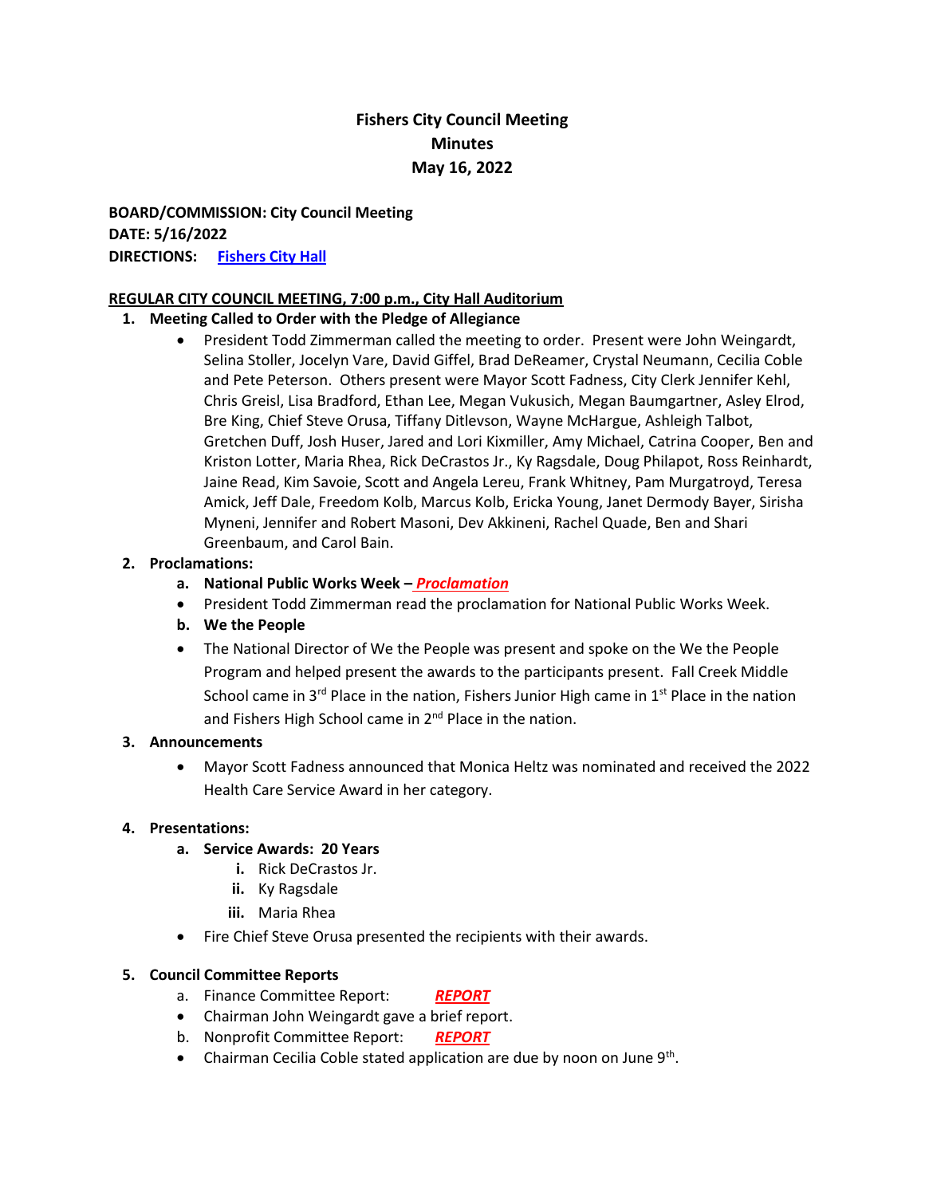# Fishers City Council Meeting
# Minutes
# May 16, 2022

**BOARD/COMMISSION: City Council Meeting**
**DATE: 5/16/2022**
**DIRECTIONS: Fishers City Hall**

**REGULAR CITY COUNCIL MEETING, 7:00 p.m., City Hall Auditorium**

1. **Meeting Called to Order with the Pledge of Allegiance**
   - President Todd Zimmerman called the meeting to order. Present were John Weingardt, Selina Stoller, Jocelyn Vare, David Giffel, Brad DeReamer, Crystal Neumann, Cecilia Coble and Pete Peterson. Others present were Mayor Scott Fadness, City Clerk Jennifer Kehl, Chris Greisl, Lisa Bradford, Ethan Lee, Megan Vukusich, Megan Baumgartner, Asley Elrod, Bre King, Chief Steve Orusa, Tiffany Ditlevson, Wayne McHargue, Ashleigh Talbot, Gretchen Duff, Josh Huser, Jared and Lori Kixmiller, Amy Michael, Catrina Cooper, Ben and Kriston Lotter, Maria Rhea, Rick DeCrastos Jr., Ky Ragsdale, Doug Philapot, Ross Reinhardt, Jaine Read, Kim Savoie, Scott and Angela Lereu, Frank Whitney, Pam Murgatroyd, Teresa Amick, Jeff Dale, Freedom Kolb, Marcus Kolb, Ericka Young, Janet Dermody Bayer, Sirisha Myneni, Jennifer and Robert Masoni, Dev Akkineni, Rachel Quade, Ben and Shari Greenbaum, and Carol Bain.

2. **Proclamations:**
   a. **National Public Works Week – *Proclamation***
   - President Todd Zimmerman read the proclamation for National Public Works Week.

   b. **We the People**
   - The National Director of We the People was present and spoke on the We the People Program and helped present the awards to the participants present. Fall Creek Middle School came in 3rd Place in the nation, Fishers Junior High came in 1st Place in the nation and Fishers High School came in 2nd Place in the nation.

3. **Announcements**
   - Mayor Scott Fadness announced that Monica Heltz was nominated and received the 2022 Health Care Service Award in her category.

4. **Presentations:**
   a. **Service Awards: 20 Years**
      i. Rick DeCrastos Jr.
      ii. Ky Ragsdale
      iii. Maria Rhea
   - Fire Chief Steve Orusa presented the recipients with their awards.

5. **Council Committee Reports**
   a. Finance Committee Report: ***REPORT***
   - Chairman John Weingardt gave a brief report.

   b. Nonprofit Committee Report: ***REPORT***
   - Chairman Cecilia Coble stated application are due by noon on June 9th.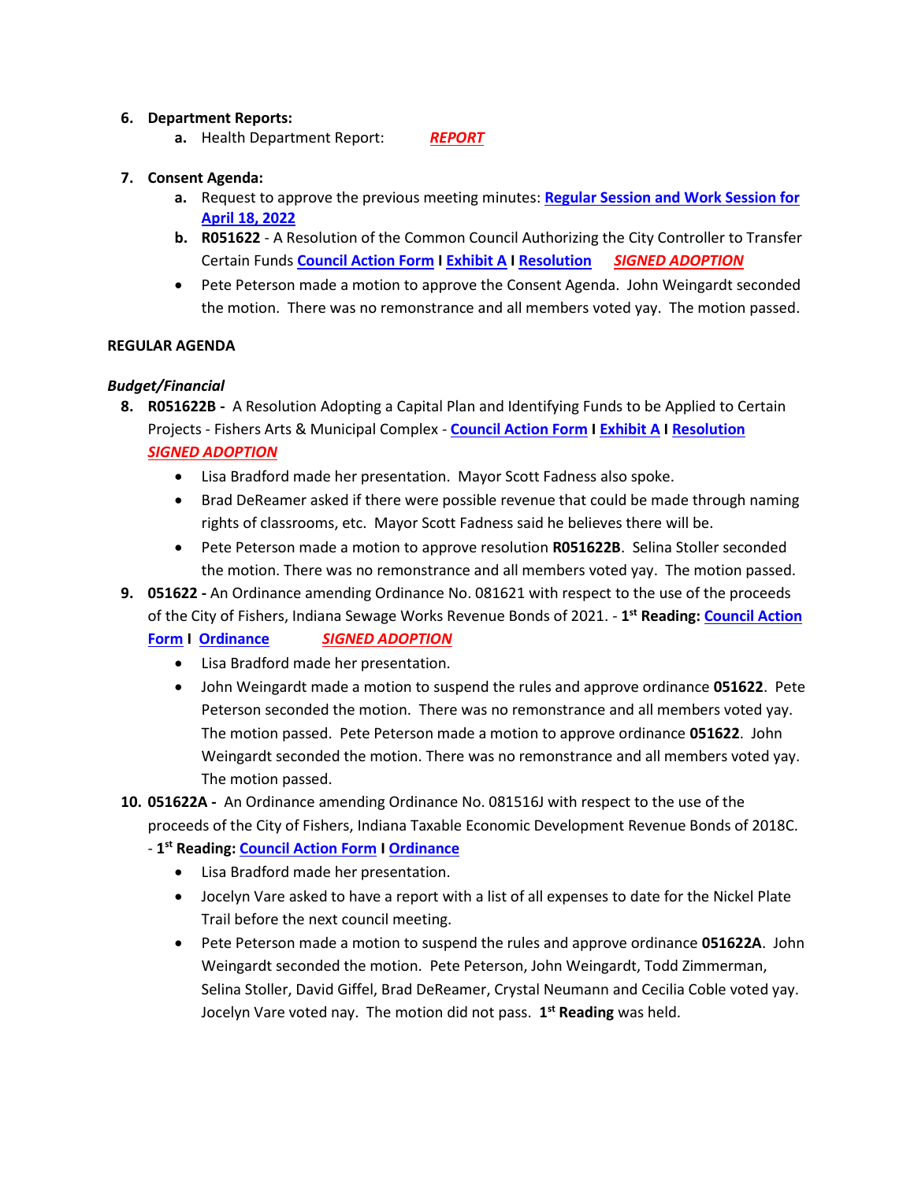6. **Department Reports:**
    a. Health Department Report: ***REPORT***

7. **Consent Agenda:**
    a. Request to approve the previous meeting minutes: **Regular Session and Work Session for April 18, 2022**
    b. **R051622** - A Resolution of the Common Council Authorizing the City Controller to Transfer Certain Funds **Council Action Form** **I** **Exhibit A** **I** **Resolution** ***SIGNED ADOPTION***
    - Pete Peterson made a motion to approve the Consent Agenda. John Weingardt seconded the motion. There was no remonstrance and all members voted yay. The motion passed.

**REGULAR AGENDA**

***Budget/Financial***

8. **R051622B -** A Resolution Adopting a Capital Plan and Identifying Funds to be Applied to Certain Projects - Fishers Arts & Municipal Complex - **Council Action Form** **I** **Exhibit A** **I** **Resolution** ***SIGNED ADOPTION***
    - Lisa Bradford made her presentation. Mayor Scott Fadness also spoke.
    - Brad DeReamer asked if there were possible revenue that could be made through naming rights of classrooms, etc. Mayor Scott Fadness said he believes there will be.
    - Pete Peterson made a motion to approve resolution **R051622B**. Selina Stoller seconded the motion. There was no remonstrance and all members voted yay. The motion passed.
9. **051622 -** An Ordinance amending Ordinance No. 081621 with respect to the use of the proceeds of the City of Fishers, Indiana Sewage Works Revenue Bonds of 2021. - **1st Reading:** **Council Action Form** **I** **Ordinance** ***SIGNED ADOPTION***
    - Lisa Bradford made her presentation.
    - John Weingardt made a motion to suspend the rules and approve ordinance **051622**. Pete Peterson seconded the motion. There was no remonstrance and all members voted yay. The motion passed. Pete Peterson made a motion to approve ordinance **051622**. John Weingardt seconded the motion. There was no remonstrance and all members voted yay. The motion passed.
10. **051622A -** An Ordinance amending Ordinance No. 081516J with respect to the use of the proceeds of the City of Fishers, Indiana Taxable Economic Development Revenue Bonds of 2018C. - **1st Reading:** **Council Action Form** **I** **Ordinance**
    - Lisa Bradford made her presentation.
    - Jocelyn Vare asked to have a report with a list of all expenses to date for the Nickel Plate Trail before the next council meeting.
    - Pete Peterson made a motion to suspend the rules and approve ordinance **051622A**. John Weingardt seconded the motion. Pete Peterson, John Weingardt, Todd Zimmerman, Selina Stoller, David Giffel, Brad DeReamer, Crystal Neumann and Cecilia Coble voted yay. Jocelyn Vare voted nay. The motion did not pass. **1st Reading** was held.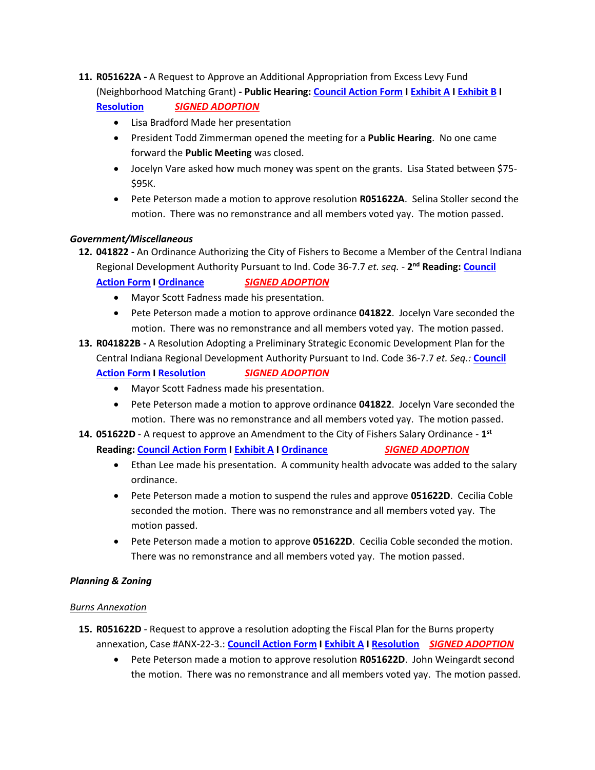11. **R051622A -** A Request to Approve an Additional Appropriation from Excess Levy Fund (Neighborhood Matching Grant) **- Public Hearing: Council Action Form I Exhibit A I Exhibit B I Resolution** ***SIGNED ADOPTION***
    - Lisa Bradford Made her presentation
    - President Todd Zimmerman opened the meeting for a **Public Hearing**. No one came forward the **Public Meeting** was closed.
    - Jocelyn Vare asked how much money was spent on the grants. Lisa Stated between $75-$95K.
    - Pete Peterson made a motion to approve resolution **R051622A**. Selina Stoller second the motion. There was no remonstrance and all members voted yay. The motion passed.

***Government/Miscellaneous***

12. **041822 -** An Ordinance Authorizing the City of Fishers to Become a Member of the Central Indiana Regional Development Authority Pursuant to Ind. Code 36-7.7 *et. seq.* - **2nd Reading: Council Action Form I Ordinance** ***SIGNED ADOPTION***
    - Mayor Scott Fadness made his presentation.
    - Pete Peterson made a motion to approve ordinance **041822**. Jocelyn Vare seconded the motion. There was no remonstrance and all members voted yay. The motion passed.
13. **R041822B -** A Resolution Adopting a Preliminary Strategic Economic Development Plan for the Central Indiana Regional Development Authority Pursuant to Ind. Code 36-7.7 *et. Seq.:* **Council Action Form I Resolution** ***SIGNED ADOPTION***
    - Mayor Scott Fadness made his presentation.
    - Pete Peterson made a motion to approve ordinance **041822**. Jocelyn Vare seconded the motion. There was no remonstrance and all members voted yay. The motion passed.
14. **051622D** - A request to approve an Amendment to the City of Fishers Salary Ordinance - **1st Reading: Council Action Form I Exhibit A I Ordinance** ***SIGNED ADOPTION***
    - Ethan Lee made his presentation. A community health advocate was added to the salary ordinance.
    - Pete Peterson made a motion to suspend the rules and approve **051622D**. Cecilia Coble seconded the motion. There was no remonstrance and all members voted yay. The motion passed.
    - Pete Peterson made a motion to approve **051622D**. Cecilia Coble seconded the motion. There was no remonstrance and all members voted yay. The motion passed.

***Planning & Zoning***

*Burns Annexation*

15. **R051622D** - Request to approve a resolution adopting the Fiscal Plan for the Burns property annexation, Case #ANX-22-3.: **Council Action Form I Exhibit A I Resolution** ***SIGNED ADOPTION***
    - Pete Peterson made a motion to approve resolution **R051622D**. John Weingardt second the motion. There was no remonstrance and all members voted yay. The motion passed.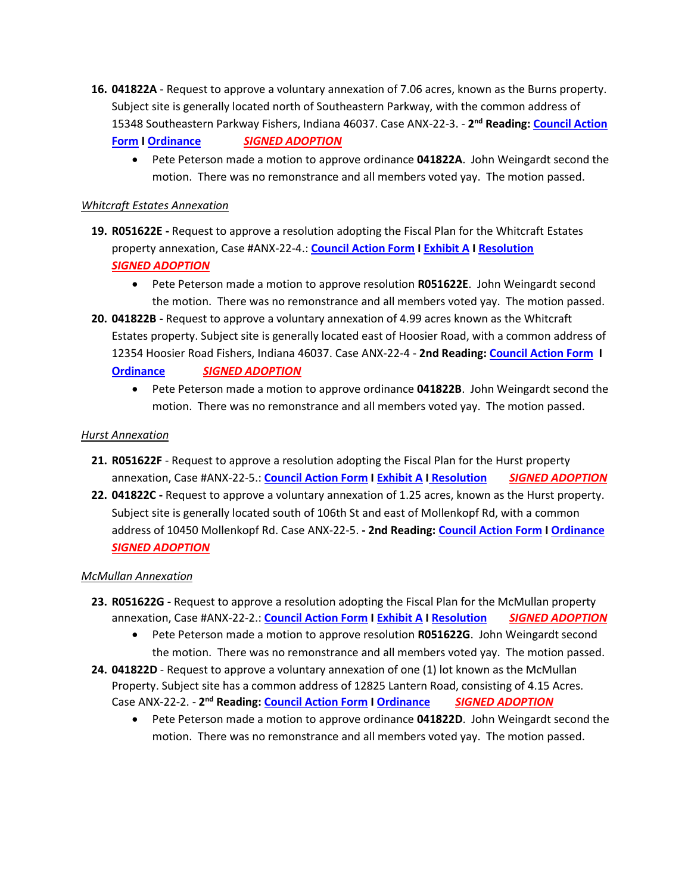16. **041822A** - Request to approve a voluntary annexation of 7.06 acres, known as the Burns property. Subject site is generally located north of Southeastern Parkway, with the common address of 15348 Southeastern Parkway Fishers, Indiana 46037. Case ANX-22-3. - **2nd Reading: Council Action Form I Ordinance** ***SIGNED ADOPTION***
    - Pete Peterson made a motion to approve ordinance **041822A**. John Weingardt second the motion. There was no remonstrance and all members voted yay. The motion passed.

*Whitcraft Estates Annexation*

19. **R051622E -** Request to approve a resolution adopting the Fiscal Plan for the Whitcraft Estates property annexation, Case #ANX-22-4.: **Council Action Form I Exhibit A I Resolution** ***SIGNED ADOPTION***
    - Pete Peterson made a motion to approve resolution **R051622E**. John Weingardt second the motion. There was no remonstrance and all members voted yay. The motion passed.
20. **041822B -** Request to approve a voluntary annexation of 4.99 acres known as the Whitcraft Estates property. Subject site is generally located east of Hoosier Road, with a common address of 12354 Hoosier Road Fishers, Indiana 46037. Case ANX-22-4 - **2nd Reading: Council Action Form I Ordinance** ***SIGNED ADOPTION***
    - Pete Peterson made a motion to approve ordinance **041822B**. John Weingardt second the motion. There was no remonstrance and all members voted yay. The motion passed.

*Hurst Annexation*

21. **R051622F** - Request to approve a resolution adopting the Fiscal Plan for the Hurst property annexation, Case #ANX-22-5.: **Council Action Form I Exhibit A I Resolution** ***SIGNED ADOPTION***
22. **041822C -** Request to approve a voluntary annexation of 1.25 acres, known as the Hurst property. Subject site is generally located south of 106th St and east of Mollenkopf Rd, with a common address of 10450 Mollenkopf Rd. Case ANX-22-5. **- 2nd Reading: Council Action Form I Ordinance** ***SIGNED ADOPTION***

*McMullan Annexation*

23. **R051622G -** Request to approve a resolution adopting the Fiscal Plan for the McMullan property annexation, Case #ANX-22-2.: **Council Action Form I Exhibit A I Resolution** ***SIGNED ADOPTION***
    - Pete Peterson made a motion to approve resolution **R051622G**. John Weingardt second the motion. There was no remonstrance and all members voted yay. The motion passed.
24. **041822D** - Request to approve a voluntary annexation of one (1) lot known as the McMullan Property. Subject site has a common address of 12825 Lantern Road, consisting of 4.15 Acres. Case ANX-22-2. - **2nd Reading: Council Action Form I Ordinance** ***SIGNED ADOPTION***
    - Pete Peterson made a motion to approve ordinance **041822D**. John Weingardt second the motion. There was no remonstrance and all members voted yay. The motion passed.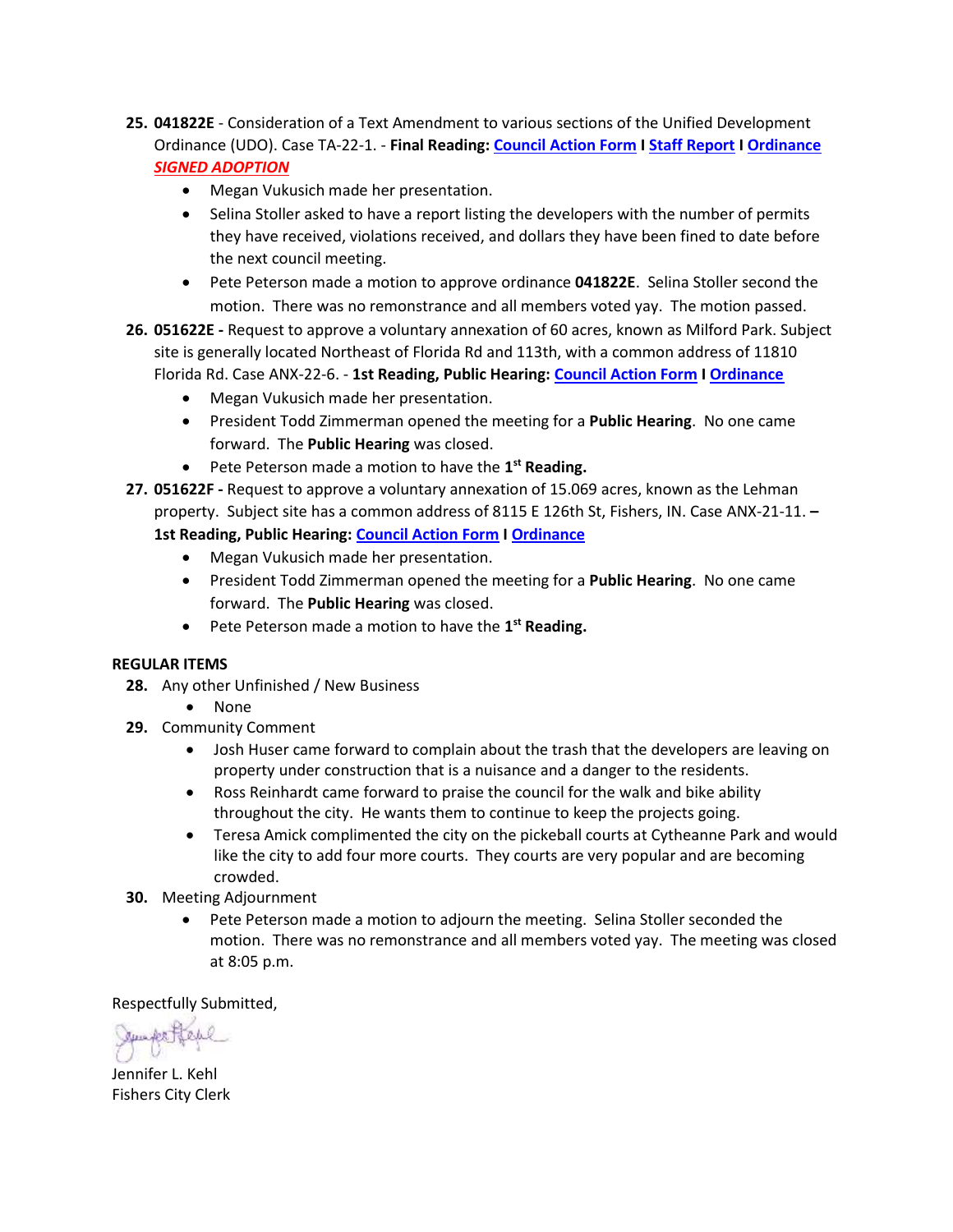25. **041822E** - Consideration of a Text Amendment to various sections of the Unified Development Ordinance (UDO). Case TA-22-1. - **Final Reading: Council Action Form I Staff Report I Ordinance** ***SIGNED ADOPTION***
    - Megan Vukusich made her presentation.
    - Selina Stoller asked to have a report listing the developers with the number of permits they have received, violations received, and dollars they have been fined to date before the next council meeting.
    - Pete Peterson made a motion to approve ordinance **041822E**. Selina Stoller second the motion. There was no remonstrance and all members voted yay. The motion passed.
26. **051622E -** Request to approve a voluntary annexation of 60 acres, known as Milford Park. Subject site is generally located Northeast of Florida Rd and 113th, with a common address of 11810 Florida Rd. Case ANX-22-6. - **1st Reading, Public Hearing: Council Action Form I Ordinance**
    - Megan Vukusich made her presentation.
    - President Todd Zimmerman opened the meeting for a **Public Hearing**. No one came forward. The **Public Hearing** was closed.
    - Pete Peterson made a motion to have the **1st Reading.**
27. **051622F -** Request to approve a voluntary annexation of 15.069 acres, known as the Lehman property. Subject site has a common address of 8115 E 126th St, Fishers, IN. Case ANX-21-11. **– 1st Reading, Public Hearing: Council Action Form I Ordinance**
    - Megan Vukusich made her presentation.
    - President Todd Zimmerman opened the meeting for a **Public Hearing**. No one came forward. The **Public Hearing** was closed.
    - Pete Peterson made a motion to have the **1st Reading.**

**REGULAR ITEMS**

28. Any other Unfinished / New Business
    - None
29. Community Comment
    - Josh Huser came forward to complain about the trash that the developers are leaving on property under construction that is a nuisance and a danger to the residents.
    - Ross Reinhardt came forward to praise the council for the walk and bike ability throughout the city. He wants them to continue to keep the projects going.
    - Teresa Amick complimented the city on the pickeball courts at Cytheanne Park and would like the city to add four more courts. They courts are very popular and are becoming crowded.
30. Meeting Adjournment
    - Pete Peterson made a motion to adjourn the meeting. Selina Stoller seconded the motion. There was no remonstrance and all members voted yay. The meeting was closed at 8:05 p.m.

Respectfully Submitted,

Jennifer L. Kehl
Fishers City Clerk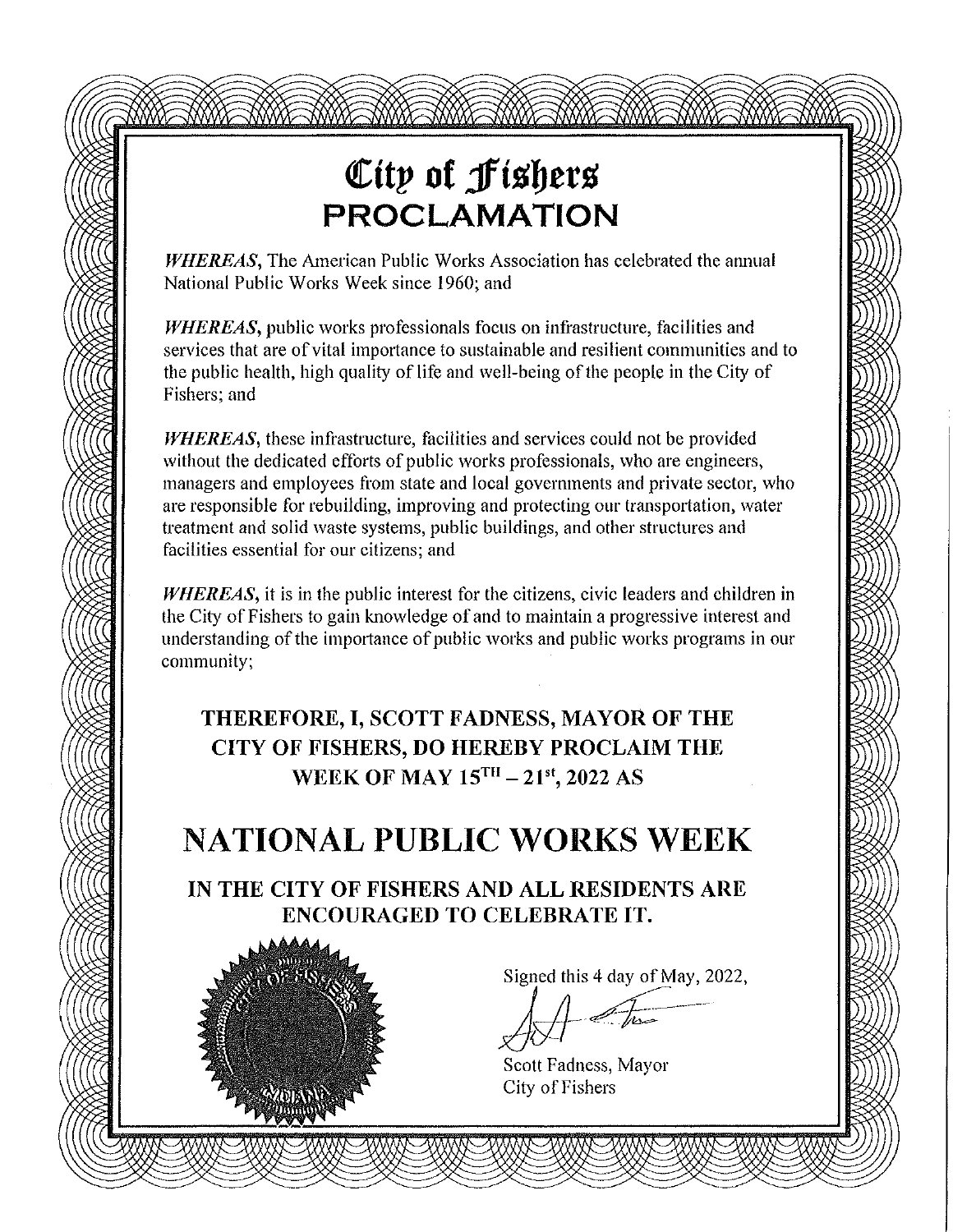# City of Fishers
## PROCLAMATION

*WHEREAS*, The American Public Works Association has celebrated the annual National Public Works Week since 1960; and

*WHEREAS*, public works professionals focus on infrastructure, facilities and services that are of vital importance to sustainable and resilient communities and to the public health, high quality of life and well-being of the people in the City of Fishers; and

*WHEREAS*, these infrastructure, facilities and services could not be provided without the dedicated efforts of public works professionals, who are engineers, managers and employees from state and local governments and private sector, who are responsible for rebuilding, improving and protecting our transportation, water treatment and solid waste systems, public buildings, and other structures and facilities essential for our citizens; and

*WHEREAS*, it is in the public interest for the citizens, civic leaders and children in the City of Fishers to gain knowledge of and to maintain a progressive interest and understanding of the importance of public works and public works programs in our community;

**THEREFORE, I, SCOTT FADNESS, MAYOR OF THE CITY OF FISHERS, DO HEREBY PROCLAIM THE WEEK OF MAY 15TH – 21st, 2022 AS**

# NATIONAL PUBLIC WORKS WEEK

**IN THE CITY OF FISHERS AND ALL RESIDENTS ARE ENCOURAGED TO CELEBRATE IT.**

Signed this 4 day of May, 2022,

Scott Fadness, Mayor
City of Fishers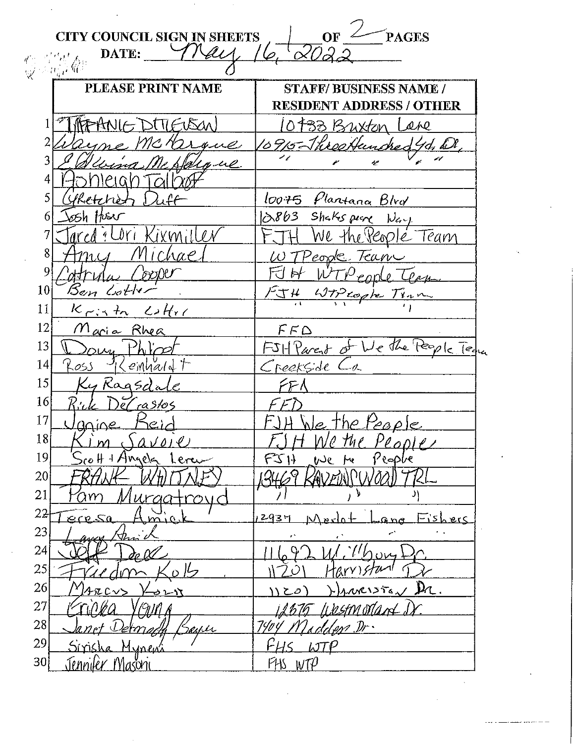CITY COUNCIL SIGN IN SHEETS 1 OF 2 PAGES

DATE: May 16, 2022

| | PLEASE PRINT NAME | STAFF/ BUSINESS NAME / RESIDENT ADDRESS / OTHER |
|---|---|---|
| 1 | Tiffanie Ditlevson | 10433 Buxton Lane |
| 2 | Wayne McHargue | 10915 Three Hundred Yd. Dr. |
| 3 | Edwina McHargue | " " " " " |
| 4 | Ashleigh Talbott | |
| 5 | Gretchen Duff | 10075 Plantana Blvd |
| 6 | Josh Haser | 12863 Shakespeare Way |
| 7 | Jared & Lori Kixmiller | FJH We the People Team |
| 8 | Amy Michael | WTPeople Team |
| 9 | Catrina Cooper | FJH WTPeople Team |
| 10 | Ben Lotter | FJH WTPeople Team |
| 11 | Kristin Lotter | " " " |
| 12 | Maria Rhea | FFD |
| 13 | Doug Philpot | FJH Parent of We the People Team |
| 14 | Ross Reinhardt | Creekside Co. |
| 15 | Ky Ragsdale | FFD |
| 16 | Rick DeCrastos | FFD |
| 17 | Janine Reid | FJH We the People |
| 18 | Kim Savoie | FJH We the People |
| 19 | Scott + Angela Lerew | FJH We the People |
| 20 | FRANK WHITNEY | 13469 RAVENSWOOD TRL |
| 21 | Pam Murgatroyd | " " " |
| 22 | Teresa Amick | 12934 Merlot Lane Fishers |
| 23 | Larry Amick | " " " " |
| 24 | Jeff Dell | 11692 Willbury Dr. |
| 25 | Freedom Kolb | 11201 Harriston Dr |
| 26 | Marcus Kolb | 11201 Harriston Dr. |
| 27 | Ericka Young | 12375 Westmorland Dr. |
| 28 | Janet Detmady Bayer | 7404 Madden Dr. |
| 29 | Sirisha Myneni | FHS WTP |
| 30 | Jennifer Masoni | FHS WTP |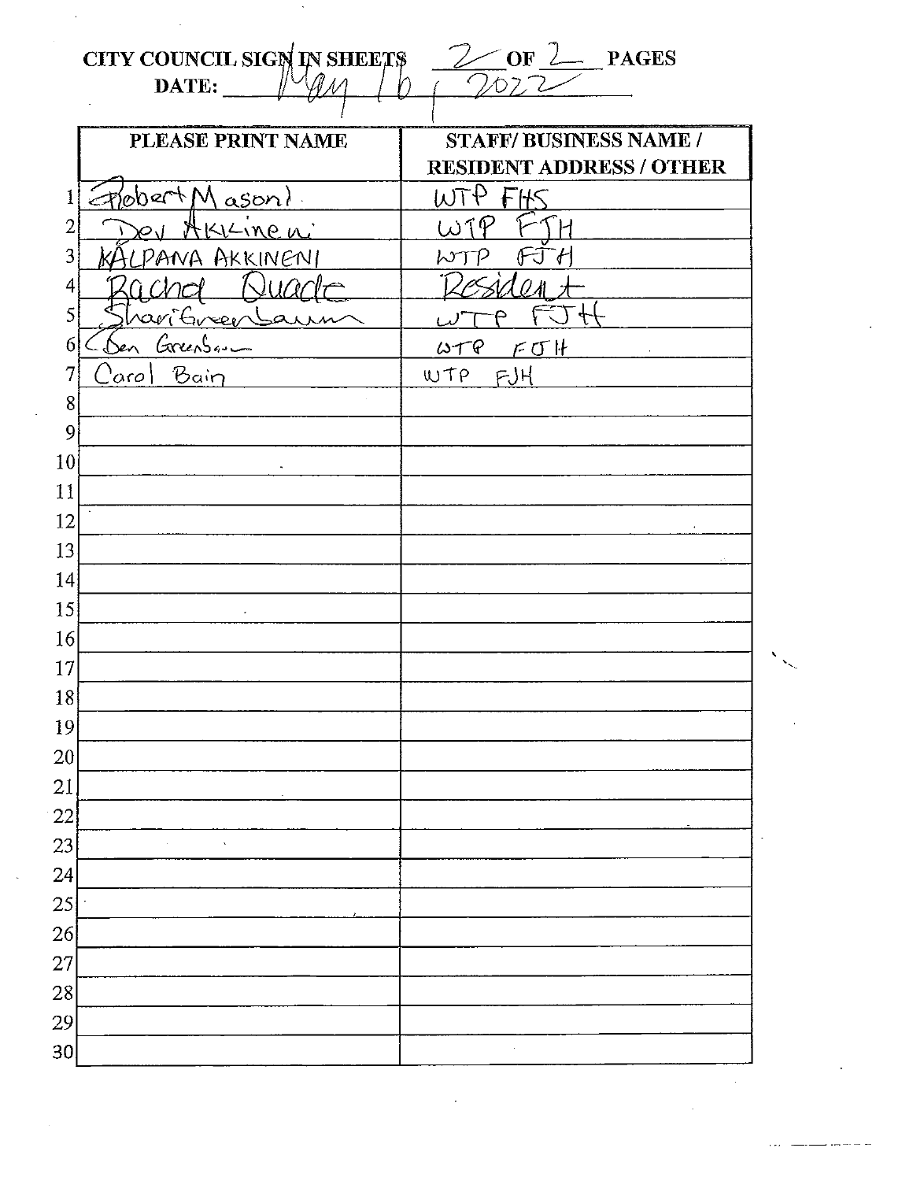CITY COUNCIL SIGN IN SHEETS 2 OF 2 PAGES

DATE: May 16, 2022

| | PLEASE PRINT NAME | STAFF/ BUSINESS NAME / RESIDENT ADDRESS / OTHER |
|---|---|---|
| 1 | Robert Mason | WTP FHS |
| 2 | Dev Akkineni | WTP FJH |
| 3 | KALPANA AKKINENI | WTP FJH |
| 4 | Rachel Quade | Resident |
| 5 | Shari Greenbaum | WTP FJH |
| 6 | Ben Greenbaum | WTP FJH |
| 7 | Carol Bain | WTP FJH |
| 8 | | |
| 9 | | |
| 10 | | |
| 11 | | |
| 12 | | |
| 13 | | |
| 14 | | |
| 15 | | |
| 16 | | |
| 17 | | |
| 18 | | |
| 19 | | |
| 20 | | |
| 21 | | |
| 22 | | |
| 23 | | |
| 24 | | |
| 25 | | |
| 26 | | |
| 27 | | |
| 28 | | |
| 29 | | |
| 30 | | |